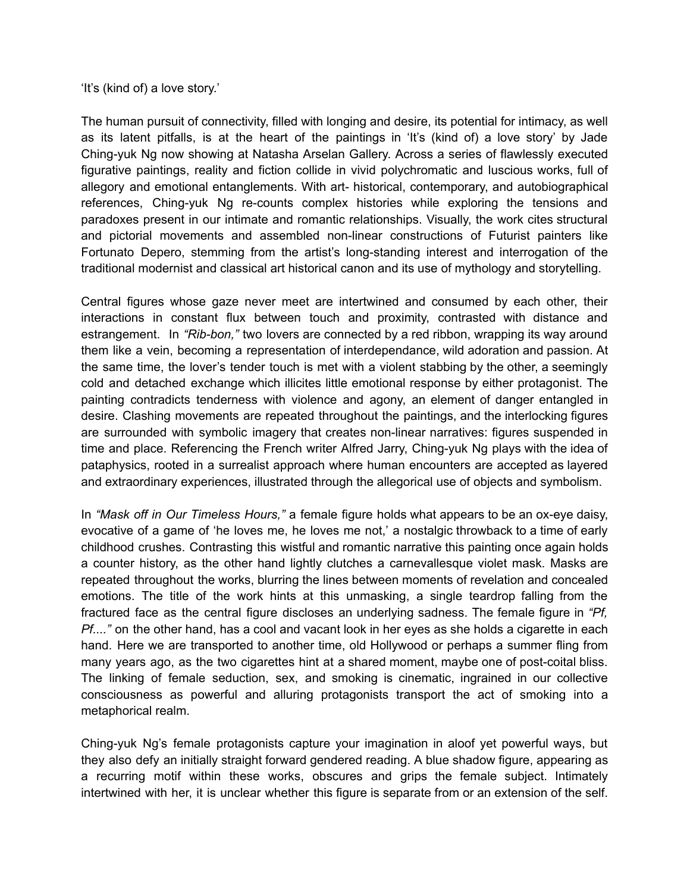‘It’s (kind of) a love story.’

The human pursuit of connectivity, filled with longing and desire, its potential for intimacy, as well as its latent pitfalls, is at the heart of the paintings in ‘It’s (kind of) a love story’ by Jade Ching-yuk Ng now showing at Natasha Arselan Gallery. Across a series of flawlessly executed figurative paintings, reality and fiction collide in vivid polychromatic and luscious works, full of allegory and emotional entanglements. With art- historical, contemporary, and autobiographical references, Ching-yuk Ng re-counts complex histories while exploring the tensions and paradoxes present in our intimate and romantic relationships. Visually, the work cites structural and pictorial movements and assembled non-linear constructions of Futurist painters like Fortunato Depero, stemming from the artist’s long-standing interest and interrogation of the traditional modernist and classical art historical canon and its use of mythology and storytelling.

Central figures whose gaze never meet are intertwined and consumed by each other, their interactions in constant flux between touch and proximity, contrasted with distance and estrangement. In *“Rib-bon,”* two lovers are connected by a red ribbon, wrapping its way around them like a vein, becoming a representation of interdependance, wild adoration and passion. At the same time, the lover’s tender touch is met with a violent stabbing by the other, a seemingly cold and detached exchange which illicites little emotional response by either protagonist. The painting contradicts tenderness with violence and agony, an element of danger entangled in desire. Clashing movements are repeated throughout the paintings, and the interlocking figures are surrounded with symbolic imagery that creates non-linear narratives: figures suspended in time and place. Referencing the French writer Alfred Jarry, Ching-yuk Ng plays with the idea of pataphysics, rooted in a surrealist approach where human encounters are accepted as layered and extraordinary experiences, illustrated through the allegorical use of objects and symbolism.

In *“Mask off in Our Timeless Hours,”* a female figure holds what appears to be an ox-eye daisy, evocative of a game of ‘he loves me, he loves me not,’ a nostalgic throwback to a time of early childhood crushes. Contrasting this wistful and romantic narrative this painting once again holds a counter history, as the other hand lightly clutches a carnevallesque violet mask. Masks are repeated throughout the works, blurring the lines between moments of revelation and concealed emotions. The title of the work hints at this unmasking, a single teardrop falling from the fractured face as the central figure discloses an underlying sadness. The female figure in *“Pf, Pf....”* on the other hand, has a cool and vacant look in her eyes as she holds a cigarette in each hand. Here we are transported to another time, old Hollywood or perhaps a summer fling from many years ago, as the two cigarettes hint at a shared moment, maybe one of post-coital bliss. The linking of female seduction, sex, and smoking is cinematic, ingrained in our collective consciousness as powerful and alluring protagonists transport the act of smoking into a metaphorical realm.

Ching-yuk Ng’s female protagonists capture your imagination in aloof yet powerful ways, but they also defy an initially straight forward gendered reading. A blue shadow figure, appearing as a recurring motif within these works, obscures and grips the female subject. Intimately intertwined with her, it is unclear whether this figure is separate from or an extension of the self.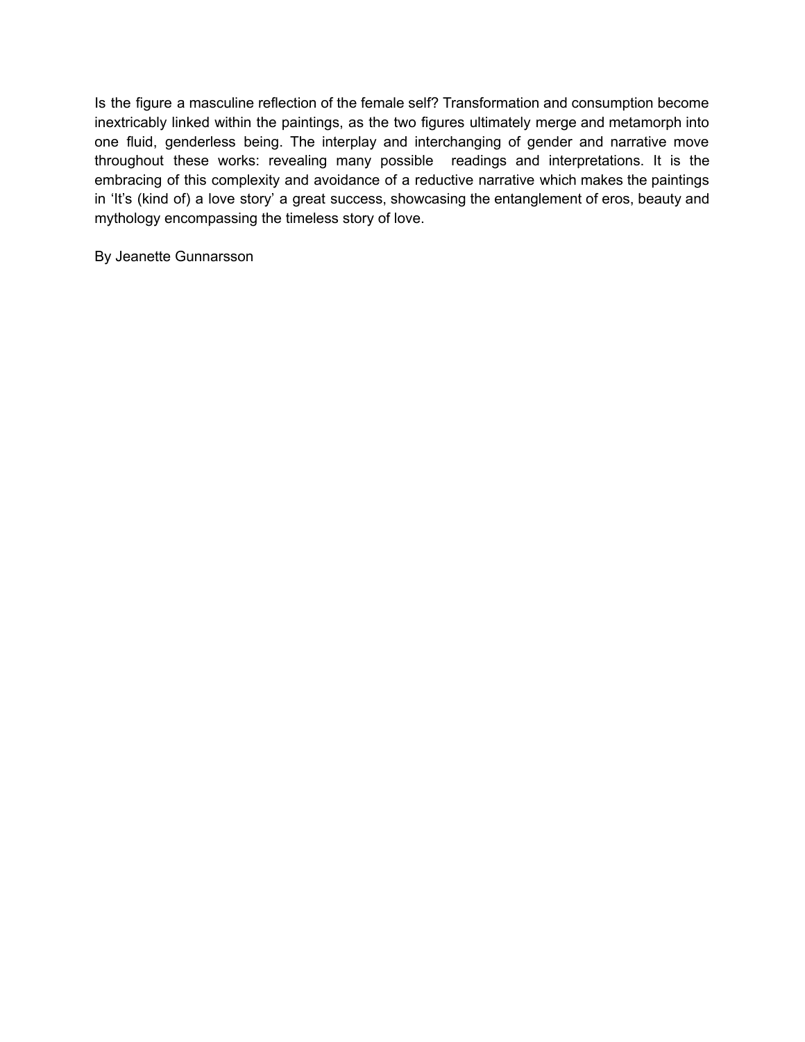Is the figure a masculine reflection of the female self? Transformation and consumption become inextricably linked within the paintings, as the two figures ultimately merge and metamorph into one fluid, genderless being. The interplay and interchanging of gender and narrative move throughout these works: revealing many possible readings and interpretations. It is the embracing of this complexity and avoidance of a reductive narrative which makes the paintings in 'It's (kind of) a love story' a great success, showcasing the entanglement of eros, beauty and mythology encompassing the timeless story of love.

By Jeanette Gunnarsson